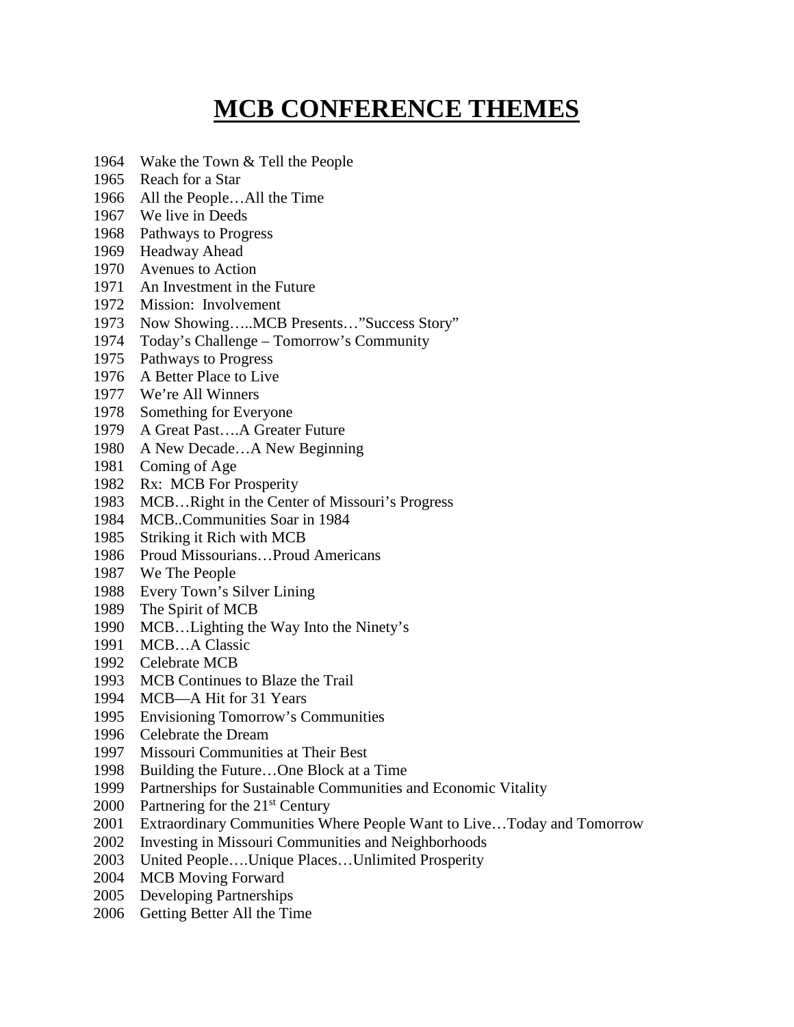# MCB CONFERENCE THEMES

1964 Wake the Town & Tell the People
1965 Reach for a Star
1966 All the People…All the Time
1967 We live in Deeds
1968 Pathways to Progress
1969 Headway Ahead
1970 Avenues to Action
1971 An Investment in the Future
1972 Mission: Involvement
1973 Now Showing…..MCB Presents…"Success Story"
1974 Today's Challenge – Tomorrow's Community
1975 Pathways to Progress
1976 A Better Place to Live
1977 We're All Winners
1978 Something for Everyone
1979 A Great Past….A Greater Future
1980 A New Decade…A New Beginning
1981 Coming of Age
1982 Rx: MCB For Prosperity
1983 MCB…Right in the Center of Missouri's Progress
1984 MCB..Communities Soar in 1984
1985 Striking it Rich with MCB
1986 Proud Missourians…Proud Americans
1987 We The People
1988 Every Town's Silver Lining
1989 The Spirit of MCB
1990 MCB…Lighting the Way Into the Ninety's
1991 MCB…A Classic
1992 Celebrate MCB
1993 MCB Continues to Blaze the Trail
1994 MCB—A Hit for 31 Years
1995 Envisioning Tomorrow's Communities
1996 Celebrate the Dream
1997 Missouri Communities at Their Best
1998 Building the Future…One Block at a Time
1999 Partnerships for Sustainable Communities and Economic Vitality
2000 Partnering for the 21st Century
2001 Extraordinary Communities Where People Want to Live…Today and Tomorrow
2002 Investing in Missouri Communities and Neighborhoods
2003 United People….Unique Places…Unlimited Prosperity
2004 MCB Moving Forward
2005 Developing Partnerships
2006 Getting Better All the Time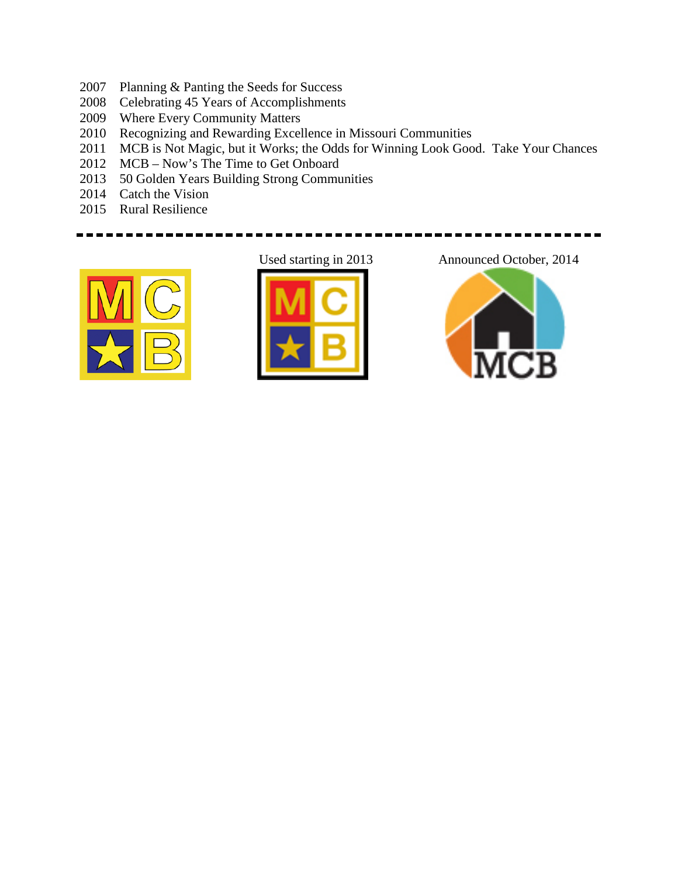2007 Planning & Panting the Seeds for Success
2008 Celebrating 45 Years of Accomplishments
2009 Where Every Community Matters
2010 Recognizing and Rewarding Excellence in Missouri Communities
2011 MCB is Not Magic, but it Works; the Odds for Winning Look Good. Take Your Chances
2012 MCB – Now's The Time to Get Onboard
2013 50 Golden Years Building Strong Communities
2014 Catch the Vision
2015 Rural Resilience

---

Used starting in 2013

Announced October, 2014